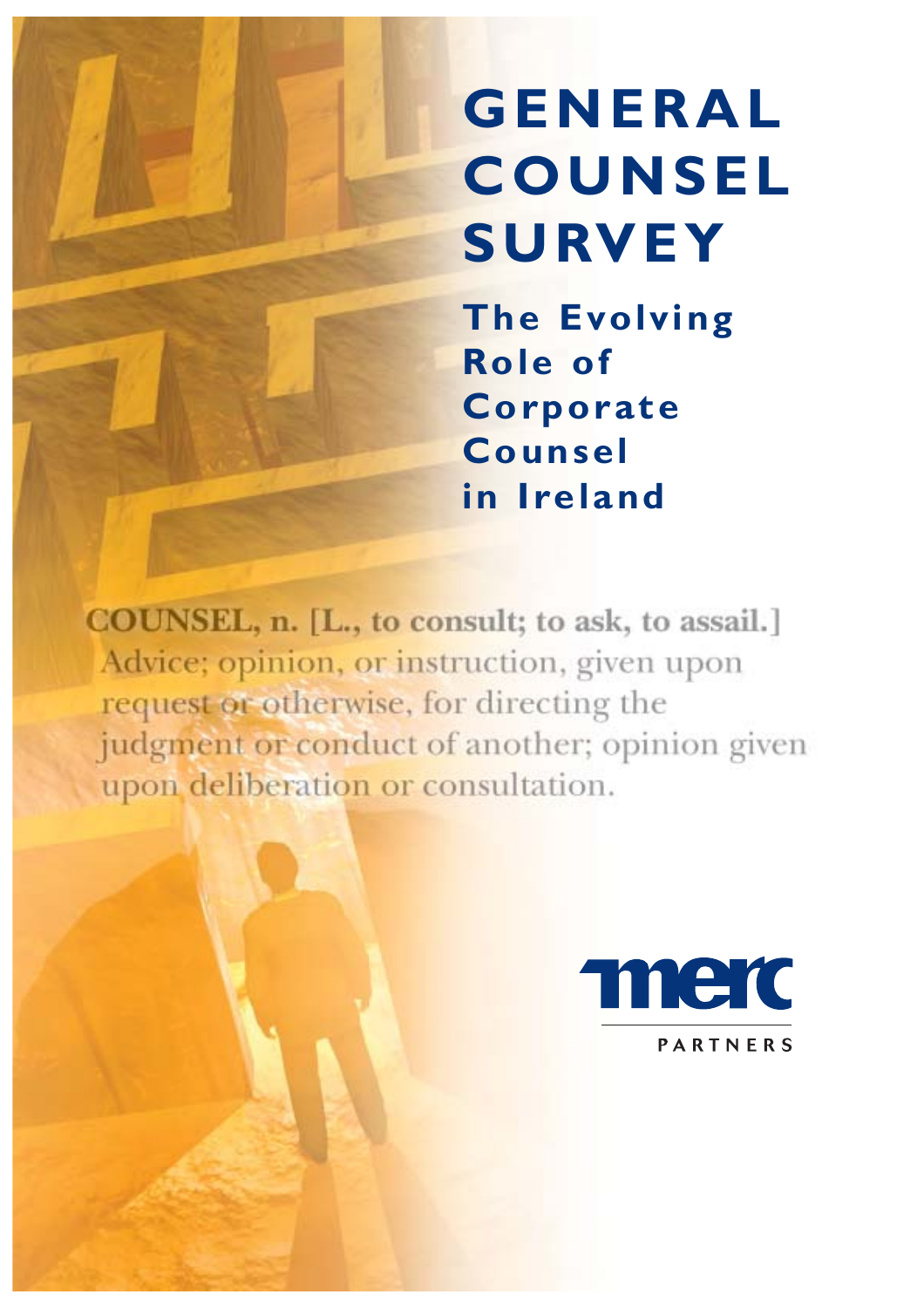# GENERAL COUNSEL SURVEY

## The Evolving Role of Corporate Counsel in Ireland

**COUNSEL, n. [L., to consult; to ask, to assail.]** Advice; opinion, or instruction, given upon request or otherwise, for directing the judgment or conduct of another; opinion given upon deliberation or consultation.

merc PARTNERS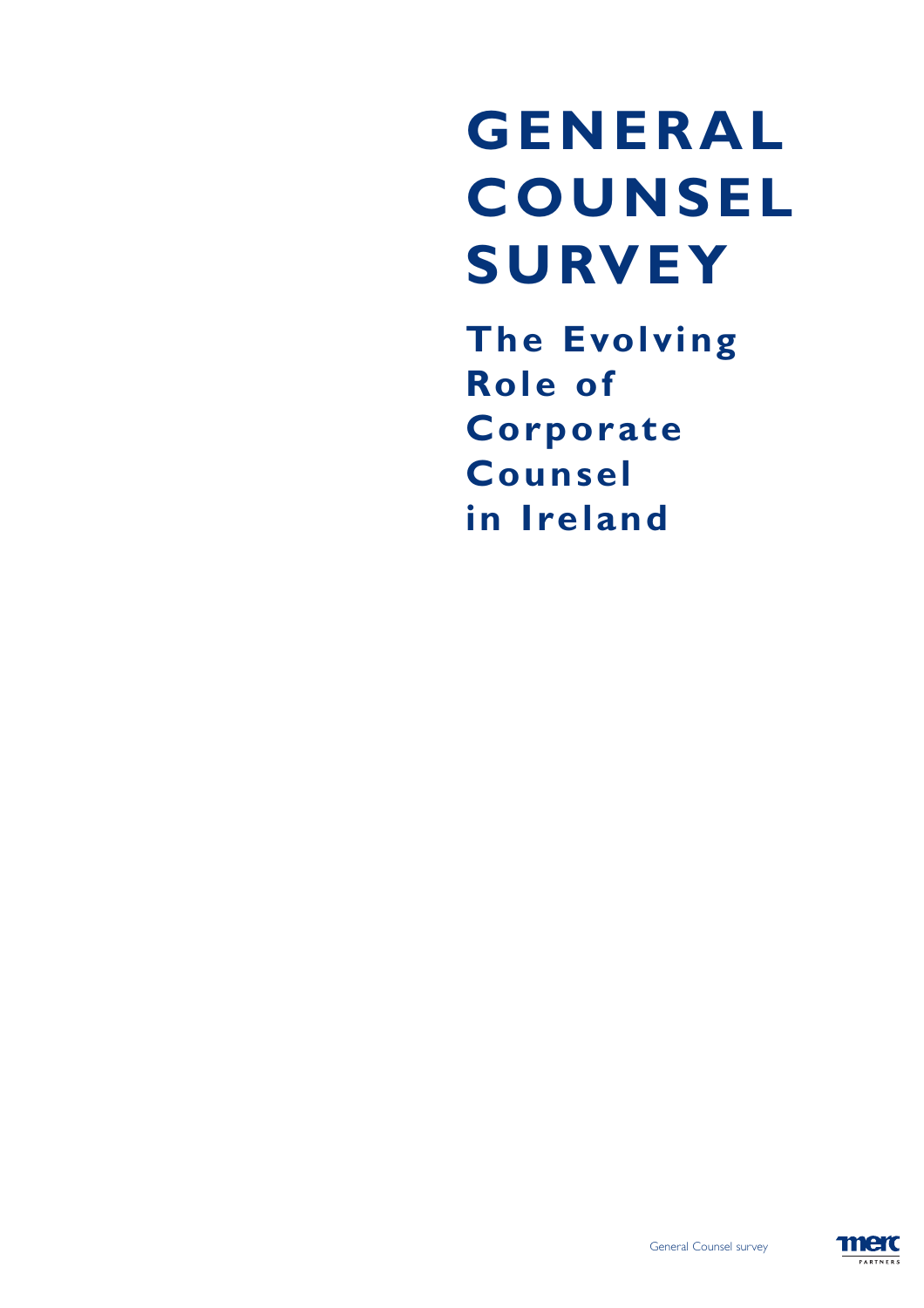# GENERAL COUNSEL SURVEY

## The Evolving Role of Corporate Counsel in Ireland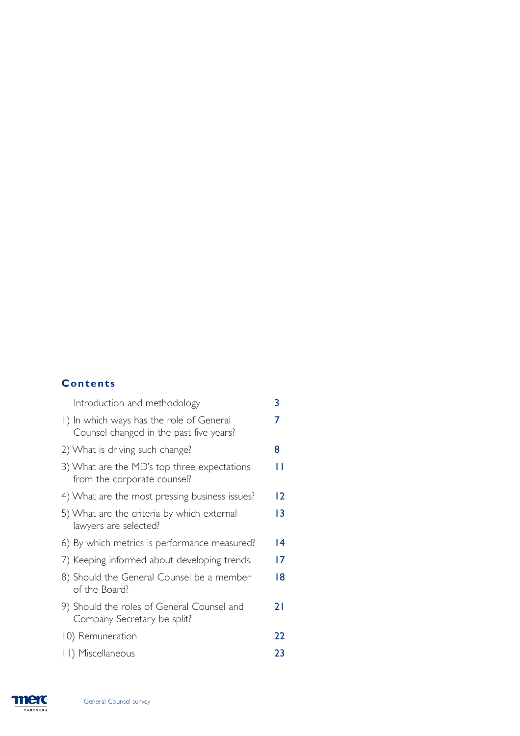## Contents

| | |
|---|---|
| Introduction and methodology | 3 |
| 1) In which ways has the role of General Counsel changed in the past five years? | 7 |
| 2) What is driving such change? | 8 |
| 3) What are the MD's top three expectations from the corporate counsel? | 11 |
| 4) What are the most pressing business issues? | 12 |
| 5) What are the criteria by which external lawyers are selected? | 13 |
| 6) By which metrics is performance measured? | 14 |
| 7) Keeping informed about developing trends. | 17 |
| 8) Should the General Counsel be a member of the Board? | 18 |
| 9) Should the roles of General Counsel and Company Secretary be split? | 21 |
| 10) Remuneration | 22 |
| 11) Miscellaneous | 23 |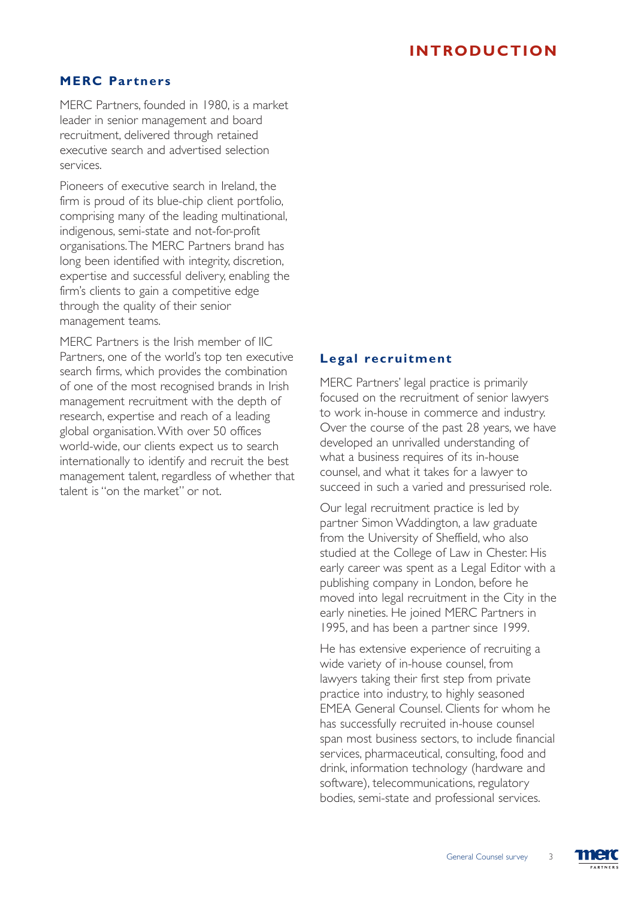# INTRODUCTION

## MERC Partners

MERC Partners, founded in 1980, is a market leader in senior management and board recruitment, delivered through retained executive search and advertised selection services.

Pioneers of executive search in Ireland, the firm is proud of its blue-chip client portfolio, comprising many of the leading multinational, indigenous, semi-state and not-for-profit organisations. The MERC Partners brand has long been identified with integrity, discretion, expertise and successful delivery, enabling the firm's clients to gain a competitive edge through the quality of their senior management teams.

MERC Partners is the Irish member of IIC Partners, one of the world's top ten executive search firms, which provides the combination of one of the most recognised brands in Irish management recruitment with the depth of research, expertise and reach of a leading global organisation. With over 50 offices world-wide, our clients expect us to search internationally to identify and recruit the best management talent, regardless of whether that talent is "on the market" or not.

## Legal recruitment

MERC Partners' legal practice is primarily focused on the recruitment of senior lawyers to work in-house in commerce and industry. Over the course of the past 28 years, we have developed an unrivalled understanding of what a business requires of its in-house counsel, and what it takes for a lawyer to succeed in such a varied and pressurised role.

Our legal recruitment practice is led by partner Simon Waddington, a law graduate from the University of Sheffield, who also studied at the College of Law in Chester. His early career was spent as a Legal Editor with a publishing company in London, before he moved into legal recruitment in the City in the early nineties. He joined MERC Partners in 1995, and has been a partner since 1999.

He has extensive experience of recruiting a wide variety of in-house counsel, from lawyers taking their first step from private practice into industry, to highly seasoned EMEA General Counsel. Clients for whom he has successfully recruited in-house counsel span most business sectors, to include financial services, pharmaceutical, consulting, food and drink, information technology (hardware and software), telecommunications, regulatory bodies, semi-state and professional services.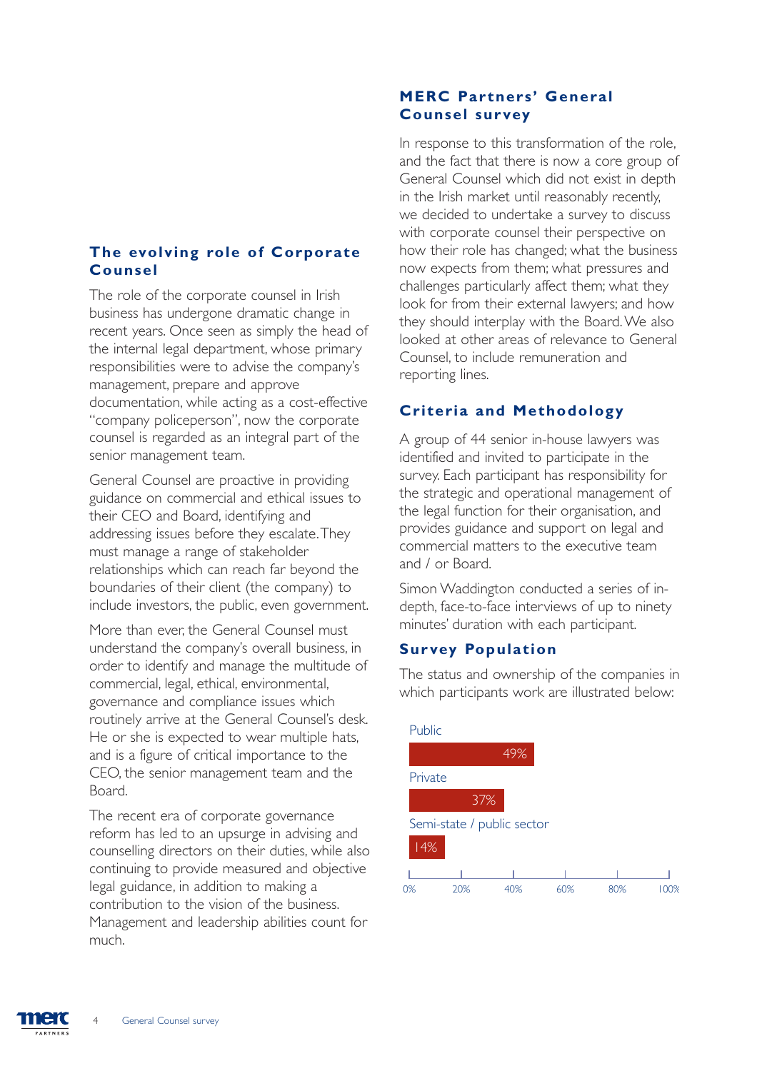## The evolving role of Corporate Counsel

The role of the corporate counsel in Irish business has undergone dramatic change in recent years. Once seen as simply the head of the internal legal department, whose primary responsibilities were to advise the company's management, prepare and approve documentation, while acting as a cost-effective "company policeperson", now the corporate counsel is regarded as an integral part of the senior management team.

General Counsel are proactive in providing guidance on commercial and ethical issues to their CEO and Board, identifying and addressing issues before they escalate. They must manage a range of stakeholder relationships which can reach far beyond the boundaries of their client (the company) to include investors, the public, even government.

More than ever, the General Counsel must understand the company's overall business, in order to identify and manage the multitude of commercial, legal, ethical, environmental, governance and compliance issues which routinely arrive at the General Counsel's desk. He or she is expected to wear multiple hats, and is a figure of critical importance to the CEO, the senior management team and the Board.

The recent era of corporate governance reform has led to an upsurge in advising and counselling directors on their duties, while also continuing to provide measured and objective legal guidance, in addition to making a contribution to the vision of the business. Management and leadership abilities count for much.

## MERC Partners' General Counsel survey

In response to this transformation of the role, and the fact that there is now a core group of General Counsel which did not exist in depth in the Irish market until reasonably recently, we decided to undertake a survey to discuss with corporate counsel their perspective on how their role has changed; what the business now expects from them; what pressures and challenges particularly affect them; what they look for from their external lawyers; and how they should interplay with the Board. We also looked at other areas of relevance to General Counsel, to include remuneration and reporting lines.

## Criteria and Methodology

A group of 44 senior in-house lawyers was identified and invited to participate in the survey. Each participant has responsibility for the strategic and operational management of the legal function for their organisation, and provides guidance and support on legal and commercial matters to the executive team and / or Board.

Simon Waddington conducted a series of in-depth, face-to-face interviews of up to ninety minutes' duration with each participant.

## Survey Population

The status and ownership of the companies in which participants work are illustrated below:

| Status / ownership | Percentage |
|---|---|
| Public | 49% |
| Private | 37% |
| Semi-state / public sector | 14% |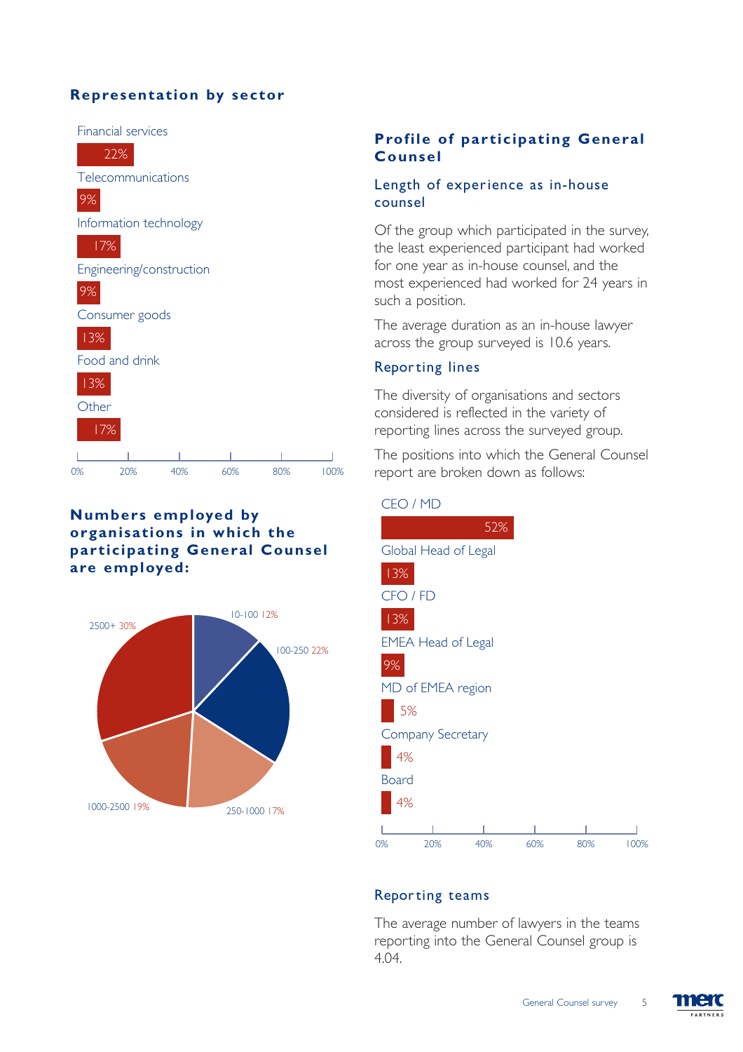## Representation by sector

| Sector | % |
|---|---|
| Financial services | 22% |
| Telecommunications | 9% |
| Information technology | 17% |
| Engineering/construction | 9% |
| Consumer goods | 13% |
| Food and drink | 13% |
| Other | 17% |

## Numbers employed by organisations in which the participating General Counsel are employed:

| Employees | % |
|---|---|
| 10-100 | 12% |
| 100-250 | 22% |
| 250-1000 | 17% |
| 1000-2500 | 19% |
| 2500+ | 30% |

## Profile of participating General Counsel

### Length of experience as in-house counsel

Of the group which participated in the survey, the least experienced participant had worked for one year as in-house counsel, and the most experienced had worked for 24 years in such a position.

The average duration as an in-house lawyer across the group surveyed is 10.6 years.

### Reporting lines

The diversity of organisations and sectors considered is reflected in the variety of reporting lines across the surveyed group.

The positions into which the General Counsel report are broken down as follows:

| Position | % |
|---|---|
| CEO / MD | 52% |
| Global Head of Legal | 13% |
| CFO / FD | 13% |
| EMEA Head of Legal | 9% |
| MD of EMEA region | 5% |
| Company Secretary | 4% |
| Board | 4% |

### Reporting teams

The average number of lawyers in the teams reporting into the General Counsel group is 4.04.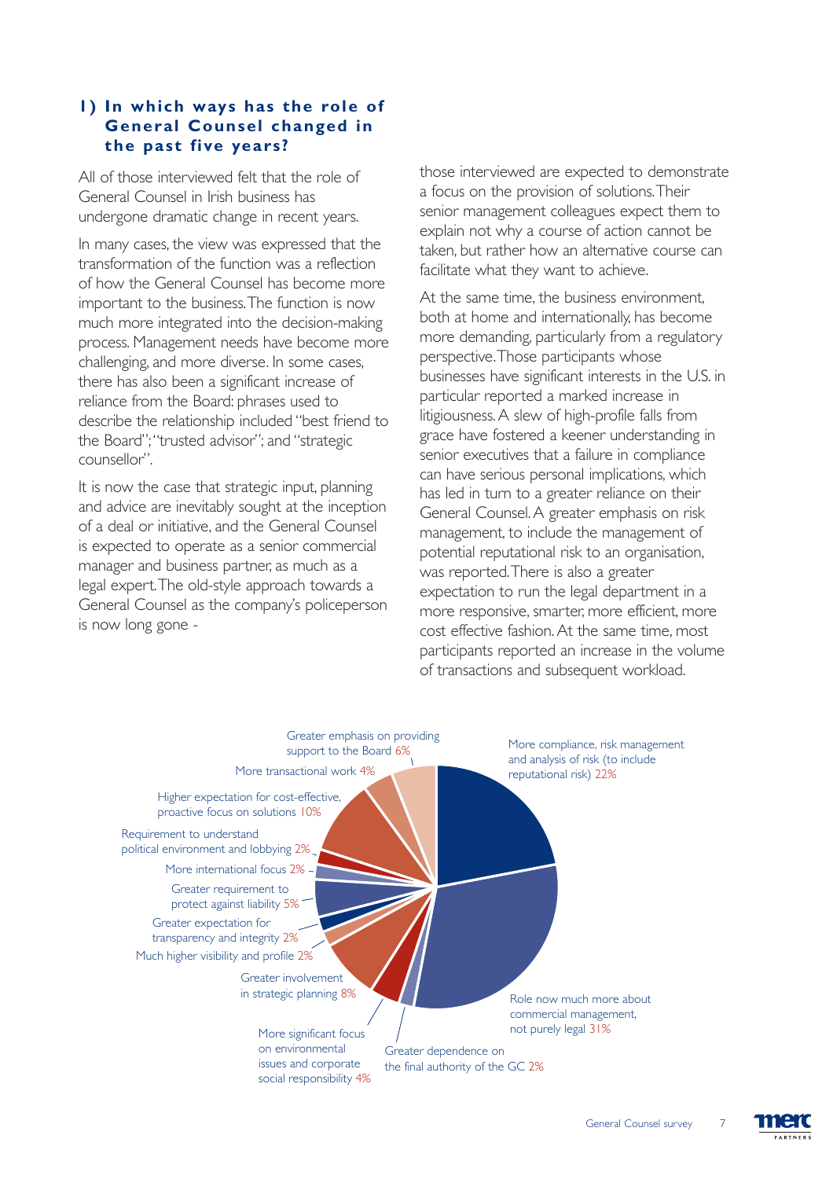## 1) In which ways has the role of General Counsel changed in the past five years?

All of those interviewed felt that the role of General Counsel in Irish business has undergone dramatic change in recent years.

In many cases, the view was expressed that the transformation of the function was a reflection of how the General Counsel has become more important to the business. The function is now much more integrated into the decision-making process. Management needs have become more challenging, and more diverse. In some cases, there has also been a significant increase of reliance from the Board: phrases used to describe the relationship included "best friend to the Board"; "trusted advisor"; and "strategic counsellor".

It is now the case that strategic input, planning and advice are inevitably sought at the inception of a deal or initiative, and the General Counsel is expected to operate as a senior commercial manager and business partner, as much as a legal expert. The old-style approach towards a General Counsel as the company's policeperson is now long gone - those interviewed are expected to demonstrate a focus on the provision of solutions. Their senior management colleagues expect them to explain not why a course of action cannot be taken, but rather how an alternative course can facilitate what they want to achieve.

At the same time, the business environment, both at home and internationally, has become more demanding, particularly from a regulatory perspective. Those participants whose businesses have significant interests in the U.S. in particular reported a marked increase in litigiousness. A slew of high-profile falls from grace have fostered a keener understanding in senior executives that a failure in compliance can have serious personal implications, which has led in turn to a greater reliance on their General Counsel. A greater emphasis on risk management, to include the management of potential reputational risk to an organisation, was reported. There is also a greater expectation to run the legal department in a more responsive, smarter, more efficient, more cost effective fashion. At the same time, most participants reported an increase in the volume of transactions and subsequent workload.

| Change in role | % |
|---|---|
| Role now much more about commercial management, not purely legal | 31% |
| More compliance, risk management and analysis of risk (to include reputational risk) | 22% |
| Higher expectation for cost-effective, proactive focus on solutions | 10% |
| Greater involvement in strategic planning | 8% |
| Greater emphasis on providing support to the Board | 6% |
| Greater requirement to protect against liability | 5% |
| More transactional work | 4% |
| More significant focus on environmental issues and corporate social responsibility | 4% |
| Requirement to understand political environment and lobbying | 2% |
| More international focus | 2% |
| Greater expectation for transparency and integrity | 2% |
| Much higher visibility and profile | 2% |
| Greater dependence on the final authority of the GC | 2% |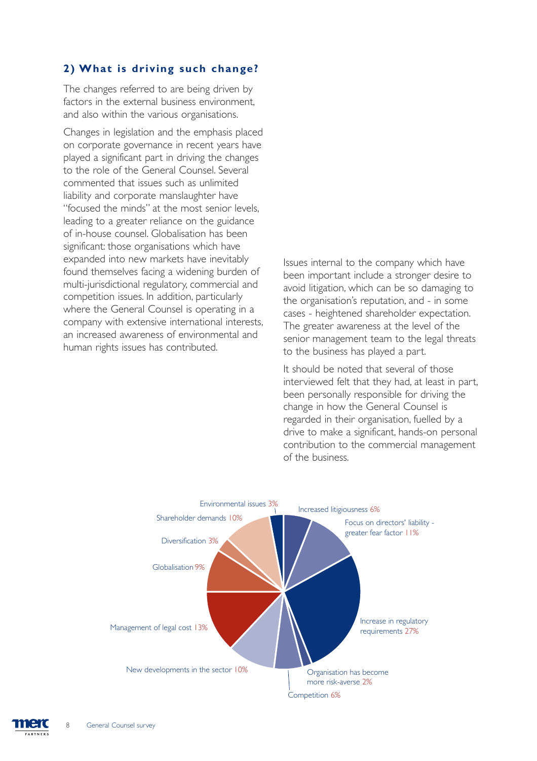## 2) What is driving such change?

The changes referred to are being driven by factors in the external business environment, and also within the various organisations.

Changes in legislation and the emphasis placed on corporate governance in recent years have played a significant part in driving the changes to the role of the General Counsel. Several commented that issues such as unlimited liability and corporate manslaughter have "focused the minds" at the most senior levels, leading to a greater reliance on the guidance of in-house counsel. Globalisation has been significant: those organisations which have expanded into new markets have inevitably found themselves facing a widening burden of multi-jurisdictional regulatory, commercial and competition issues. In addition, particularly where the General Counsel is operating in a company with extensive international interests, an increased awareness of environmental and human rights issues has contributed.

Issues internal to the company which have been important include a stronger desire to avoid litigation, which can be so damaging to the organisation's reputation, and - in some cases - heightened shareholder expectation. The greater awareness at the level of the senior management team to the legal threats to the business has played a part.

It should be noted that several of those interviewed felt that they had, at least in part, been personally responsible for driving the change in how the General Counsel is regarded in their organisation, fuelled by a drive to make a significant, hands-on personal contribution to the commercial management of the business.

| Driver | % |
|---|---|
| Increased litigiousness | 6% |
| Focus on directors' liability - greater fear factor | 11% |
| Increase in regulatory requirements | 27% |
| Organisation has become more risk-averse | 2% |
| Competition | 6% |
| New developments in the sector | 10% |
| Management of legal cost | 13% |
| Globalisation | 9% |
| Diversification | 3% |
| Shareholder demands | 10% |
| Environmental issues | 3% |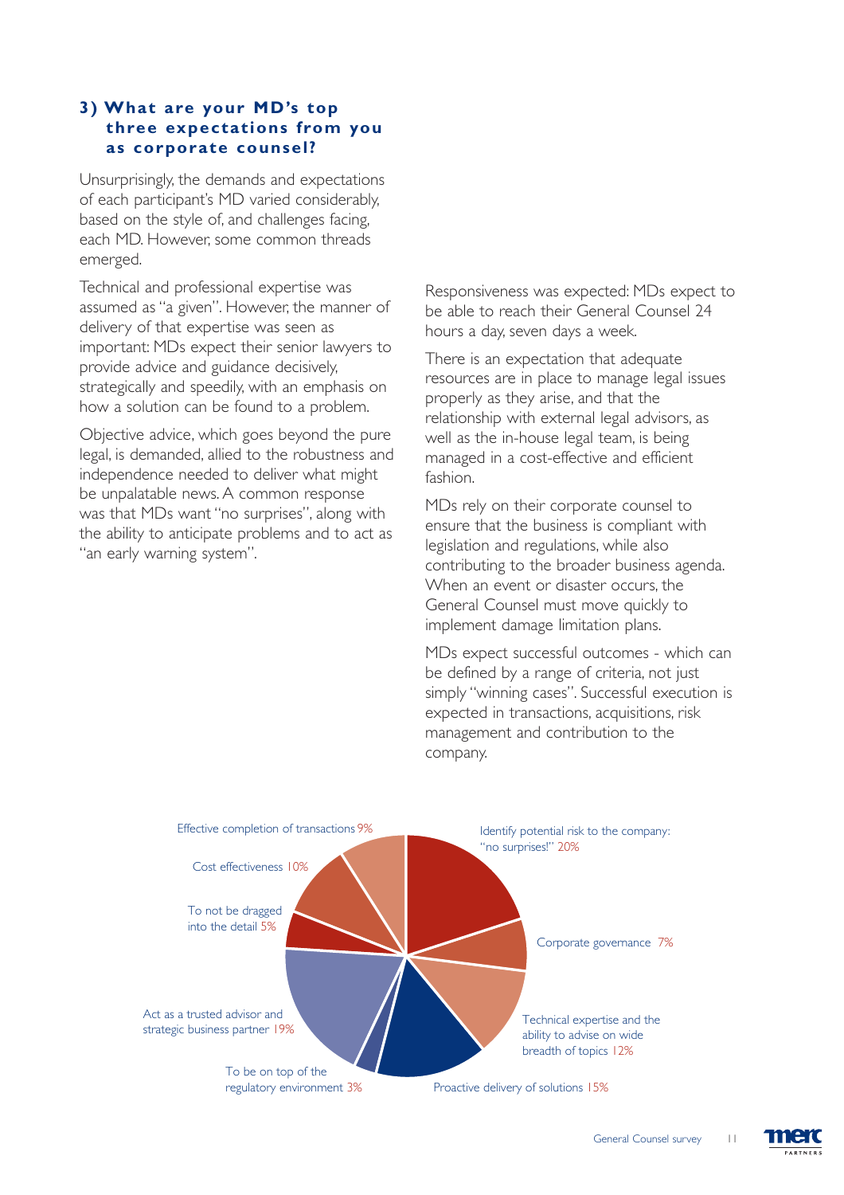### 3) What are your MD's top three expectations from you as corporate counsel?

Unsurprisingly, the demands and expectations of each participant's MD varied considerably, based on the style of, and challenges facing, each MD. However, some common threads emerged.

Technical and professional expertise was assumed as "a given". However, the manner of delivery of that expertise was seen as important: MDs expect their senior lawyers to provide advice and guidance decisively, strategically and speedily, with an emphasis on how a solution can be found to a problem.

Objective advice, which goes beyond the pure legal, is demanded, allied to the robustness and independence needed to deliver what might be unpalatable news. A common response was that MDs want "no surprises", along with the ability to anticipate problems and to act as "an early warning system".

Responsiveness was expected: MDs expect to be able to reach their General Counsel 24 hours a day, seven days a week.

There is an expectation that adequate resources are in place to manage legal issues properly as they arise, and that the relationship with external legal advisors, as well as the in-house legal team, is being managed in a cost-effective and efficient fashion.

MDs rely on their corporate counsel to ensure that the business is compliant with legislation and regulations, while also contributing to the broader business agenda. When an event or disaster occurs, the General Counsel must move quickly to implement damage limitation plans.

MDs expect successful outcomes - which can be defined by a range of criteria, not just simply "winning cases". Successful execution is expected in transactions, acquisitions, risk management and contribution to the company.

| Expectation | % |
|---|---|
| Identify potential risk to the company: "no surprises!" | 20% |
| Corporate governance | 7% |
| Technical expertise and the ability to advise on wide breadth of topics | 12% |
| Proactive delivery of solutions | 15% |
| To be on top of the regulatory environment | 3% |
| Act as a trusted advisor and strategic business partner | 19% |
| To not be dragged into the detail | 5% |
| Cost effectiveness | 10% |
| Effective completion of transactions | 9% |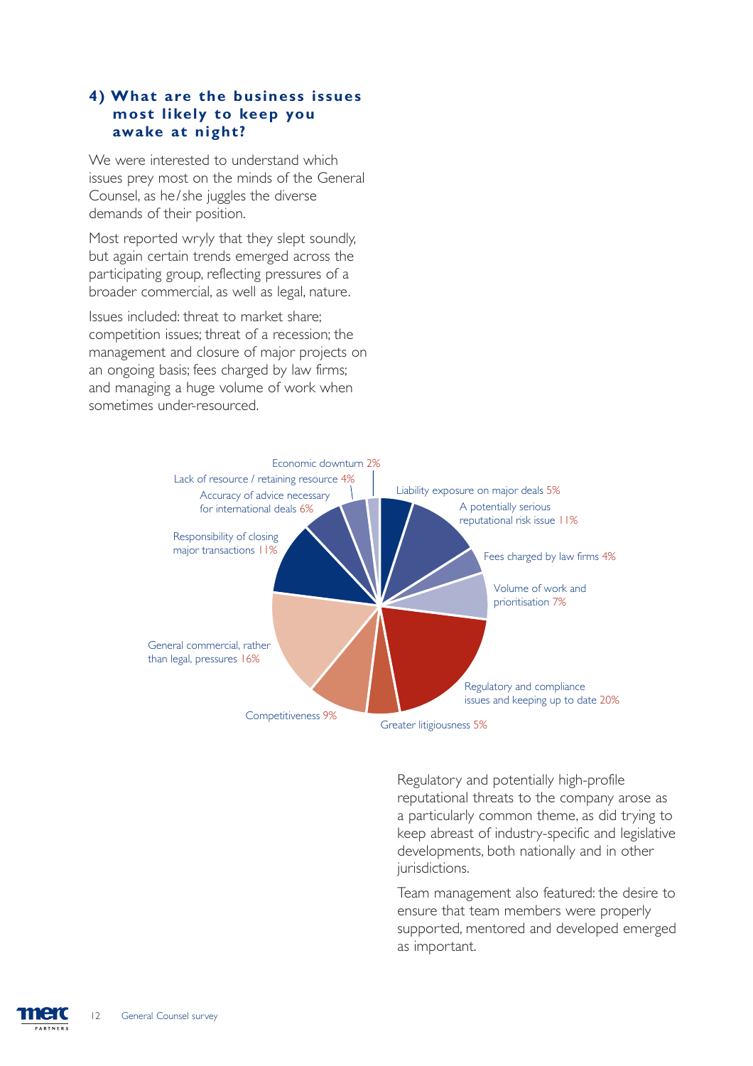### 4) What are the business issues most likely to keep you awake at night?

We were interested to understand which issues prey most on the minds of the General Counsel, as he/she juggles the diverse demands of their position.

Most reported wryly that they slept soundly, but again certain trends emerged across the participating group, reflecting pressures of a broader commercial, as well as legal, nature.

Issues included: threat to market share; competition issues; threat of a recession; the management and closure of major projects on an ongoing basis; fees charged by law firms; and managing a huge volume of work when sometimes under-resourced.

Economic downturn 2%

Lack of resource / retaining resource 4%

Accuracy of advice necessary for international deals 6%

Responsibility of closing major transactions 11%

General commercial, rather than legal, pressures 16%

Competitiveness 9%

Greater litigiousness 5%

Regulatory and compliance issues and keeping up to date 20%

Volume of work and prioritisation 7%

Fees charged by law firms 4%

A potentially serious reputational risk issue 11%

Liability exposure on major deals 5%

Regulatory and potentially high-profile reputational threats to the company arose as a particularly common theme, as did trying to keep abreast of industry-specific and legislative developments, both nationally and in other jurisdictions.

Team management also featured: the desire to ensure that team members were properly supported, mentored and developed emerged as important.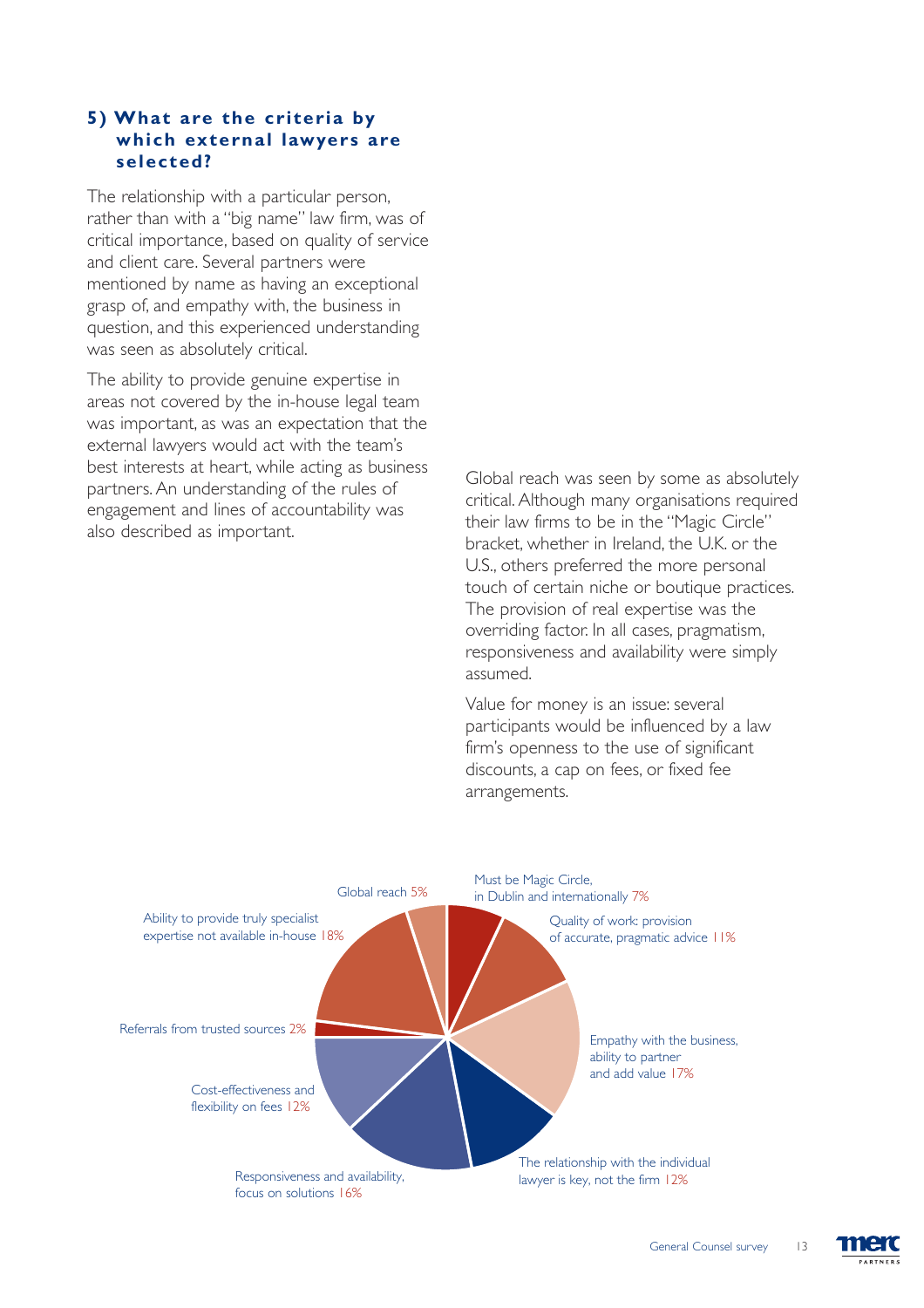### 5) What are the criteria by which external lawyers are selected?

The relationship with a particular person, rather than with a "big name" law firm, was of critical importance, based on quality of service and client care. Several partners were mentioned by name as having an exceptional grasp of, and empathy with, the business in question, and this experienced understanding was seen as absolutely critical.

The ability to provide genuine expertise in areas not covered by the in-house legal team was important, as was an expectation that the external lawyers would act with the team's best interests at heart, while acting as business partners. An understanding of the rules of engagement and lines of accountability was also described as important.

Global reach was seen by some as absolutely critical. Although many organisations required their law firms to be in the "Magic Circle" bracket, whether in Ireland, the U.K. or the U.S., others preferred the more personal touch of certain niche or boutique practices. The provision of real expertise was the overriding factor. In all cases, pragmatism, responsiveness and availability were simply assumed.

Value for money is an issue: several participants would be influenced by a law firm's openness to the use of significant discounts, a cap on fees, or fixed fee arrangements.

| Criterion | % |
|---|---|
| Must be Magic Circle, in Dublin and internationally | 7% |
| Quality of work: provision of accurate, pragmatic advice | 11% |
| Empathy with the business, ability to partner and add value | 17% |
| The relationship with the individual lawyer is key, not the firm | 12% |
| Responsiveness and availability, focus on solutions | 16% |
| Cost-effectiveness and flexibility on fees | 12% |
| Referrals from trusted sources | 2% |
| Ability to provide truly specialist expertise not available in-house | 18% |
| Global reach | 5% |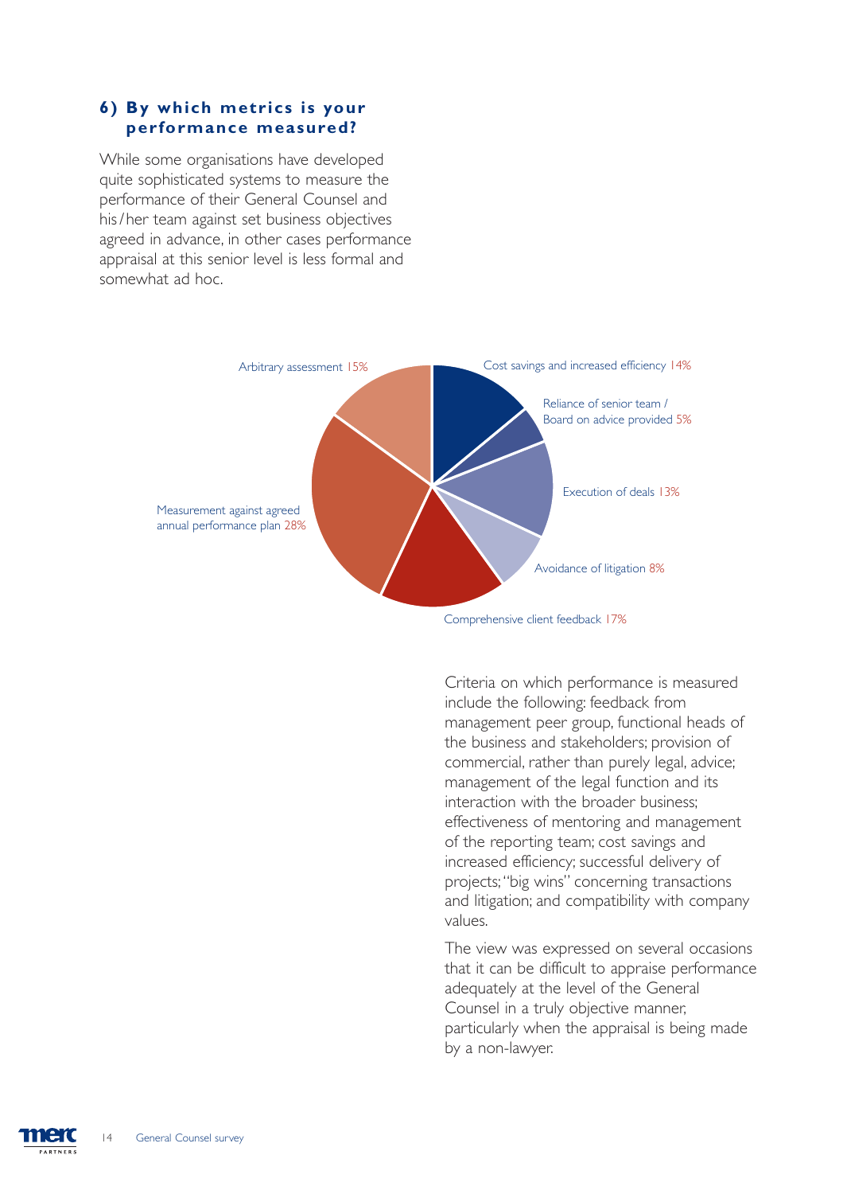## 6) By which metrics is your performance measured?

While some organisations have developed quite sophisticated systems to measure the performance of their General Counsel and his/her team against set business objectives agreed in advance, in other cases performance appraisal at this senior level is less formal and somewhat ad hoc.

| Metric | % |
| --- | --- |
| Cost savings and increased efficiency | 14% |
| Reliance of senior team / Board on advice provided | 5% |
| Execution of deals | 13% |
| Avoidance of litigation | 8% |
| Comprehensive client feedback | 17% |
| Measurement against agreed annual performance plan | 28% |
| Arbitrary assessment | 15% |

Criteria on which performance is measured include the following: feedback from management peer group, functional heads of the business and stakeholders; provision of commercial, rather than purely legal, advice; management of the legal function and its interaction with the broader business; effectiveness of mentoring and management of the reporting team; cost savings and increased efficiency; successful delivery of projects; "big wins" concerning transactions and litigation; and compatibility with company values.

The view was expressed on several occasions that it can be difficult to appraise performance adequately at the level of the General Counsel in a truly objective manner, particularly when the appraisal is being made by a non-lawyer.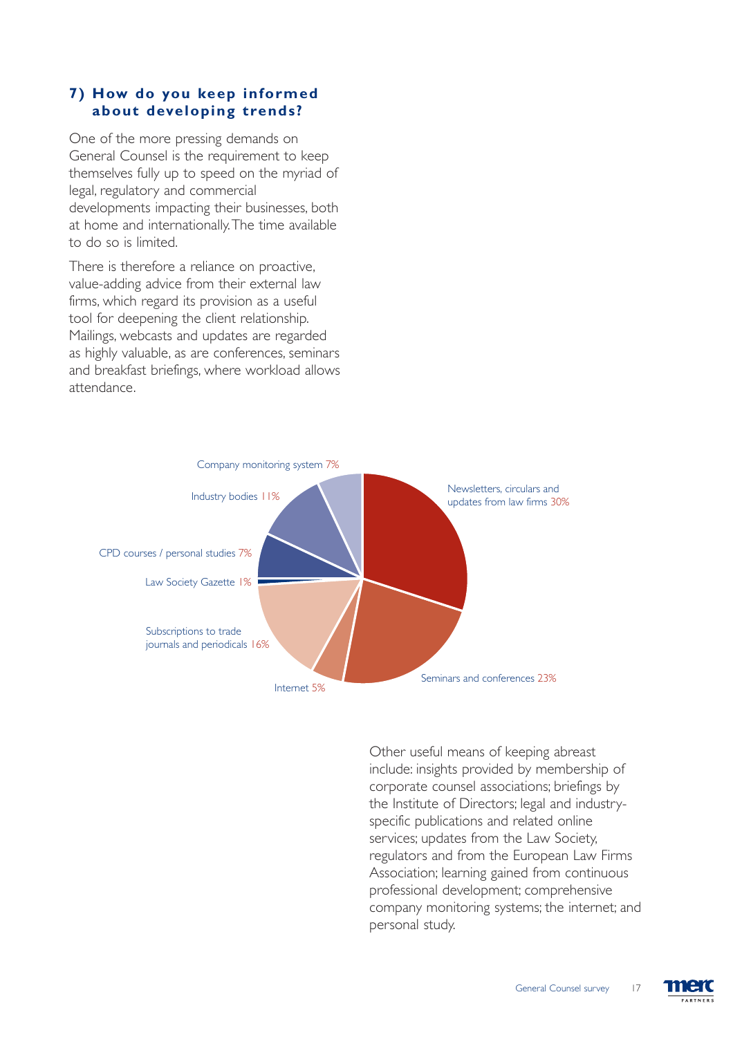## 7) How do you keep informed about developing trends?

One of the more pressing demands on General Counsel is the requirement to keep themselves fully up to speed on the myriad of legal, regulatory and commercial developments impacting their businesses, both at home and internationally. The time available to do so is limited.

There is therefore a reliance on proactive, value-adding advice from their external law firms, which regard its provision as a useful tool for deepening the client relationship. Mailings, webcasts and updates are regarded as highly valuable, as are conferences, seminars and breakfast briefings, where workload allows attendance.

| Source | % |
| --- | --- |
| Newsletters, circulars and updates from law firms | 30% |
| Seminars and conferences | 23% |
| Internet | 5% |
| Subscriptions to trade journals and periodicals | 16% |
| Law Society Gazette | 1% |
| CPD courses / personal studies | 7% |
| Industry bodies | 11% |
| Company monitoring system | 7% |

Other useful means of keeping abreast include: insights provided by membership of corporate counsel associations; briefings by the Institute of Directors; legal and industry-specific publications and related online services; updates from the Law Society, regulators and from the European Law Firms Association; learning gained from continuous professional development; comprehensive company monitoring systems; the internet; and personal study.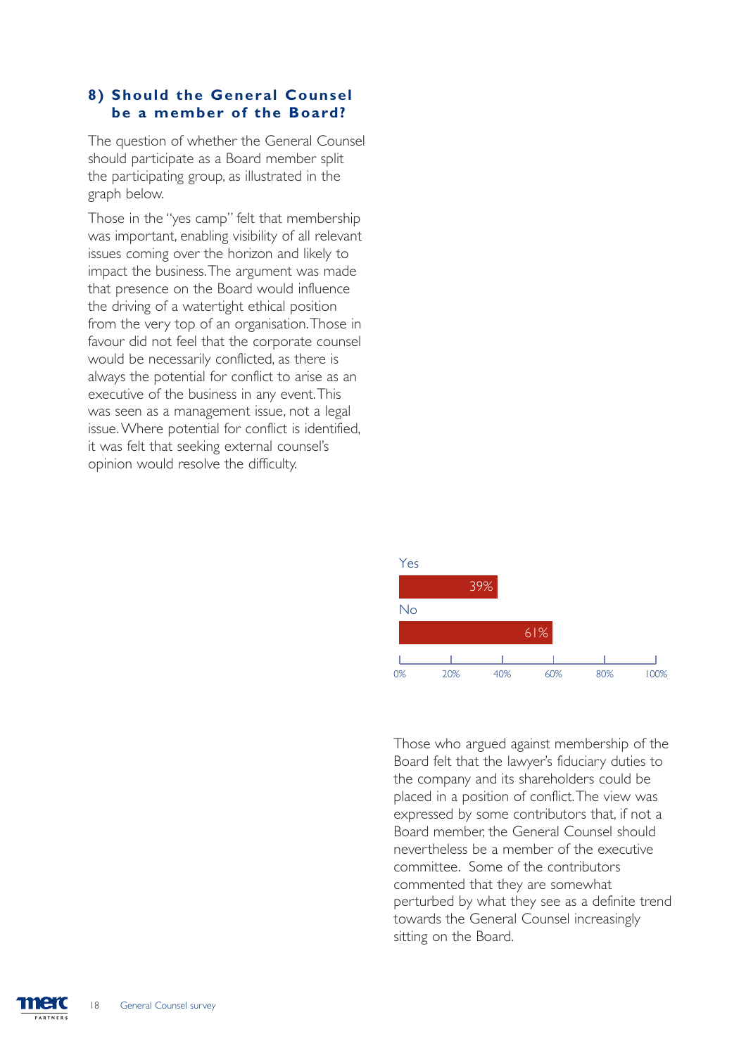## 8) Should the General Counsel be a member of the Board?

The question of whether the General Counsel should participate as a Board member split the participating group, as illustrated in the graph below.

Those in the "yes camp" felt that membership was important, enabling visibility of all relevant issues coming over the horizon and likely to impact the business. The argument was made that presence on the Board would influence the driving of a watertight ethical position from the very top of an organisation. Those in favour did not feel that the corporate counsel would be necessarily conflicted, as there is always the potential for conflict to arise as an executive of the business in any event. This was seen as a management issue, not a legal issue. Where potential for conflict is identified, it was felt that seeking external counsel's opinion would resolve the difficulty.

| Response | Percentage |
| --- | --- |
| Yes | 39% |
| No | 61% |

Those who argued against membership of the Board felt that the lawyer's fiduciary duties to the company and its shareholders could be placed in a position of conflict. The view was expressed by some contributors that, if not a Board member, the General Counsel should nevertheless be a member of the executive committee. Some of the contributors commented that they are somewhat perturbed by what they see as a definite trend towards the General Counsel increasingly sitting on the Board.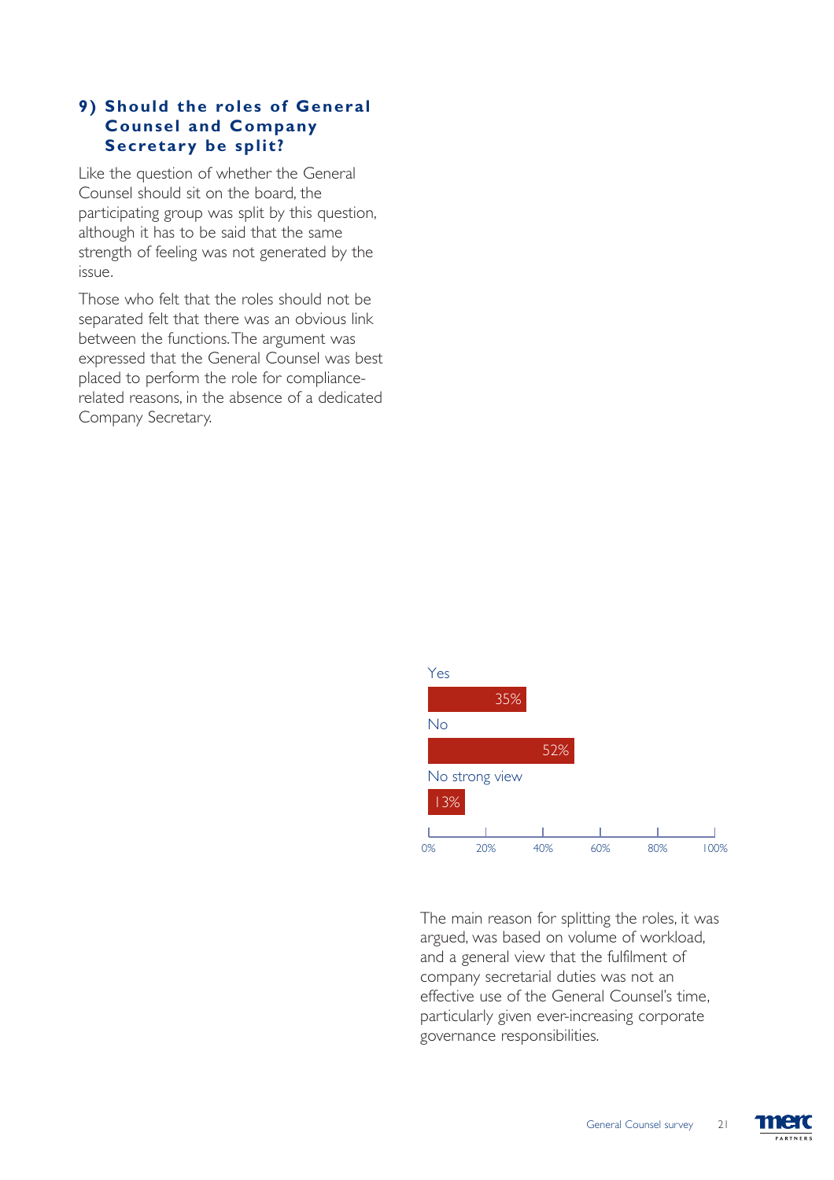### 9) Should the roles of General Counsel and Company Secretary be split?

Like the question of whether the General Counsel should sit on the board, the participating group was split by this question, although it has to be said that the same strength of feeling was not generated by the issue.

Those who felt that the roles should not be separated felt that there was an obvious link between the functions. The argument was expressed that the General Counsel was best placed to perform the role for compliance-related reasons, in the absence of a dedicated Company Secretary.

| Response | Percentage |
| --- | --- |
| Yes | 35% |
| No | 52% |
| No strong view | 13% |

The main reason for splitting the roles, it was argued, was based on volume of workload, and a general view that the fulfilment of company secretarial duties was not an effective use of the General Counsel's time, particularly given ever-increasing corporate governance responsibilities.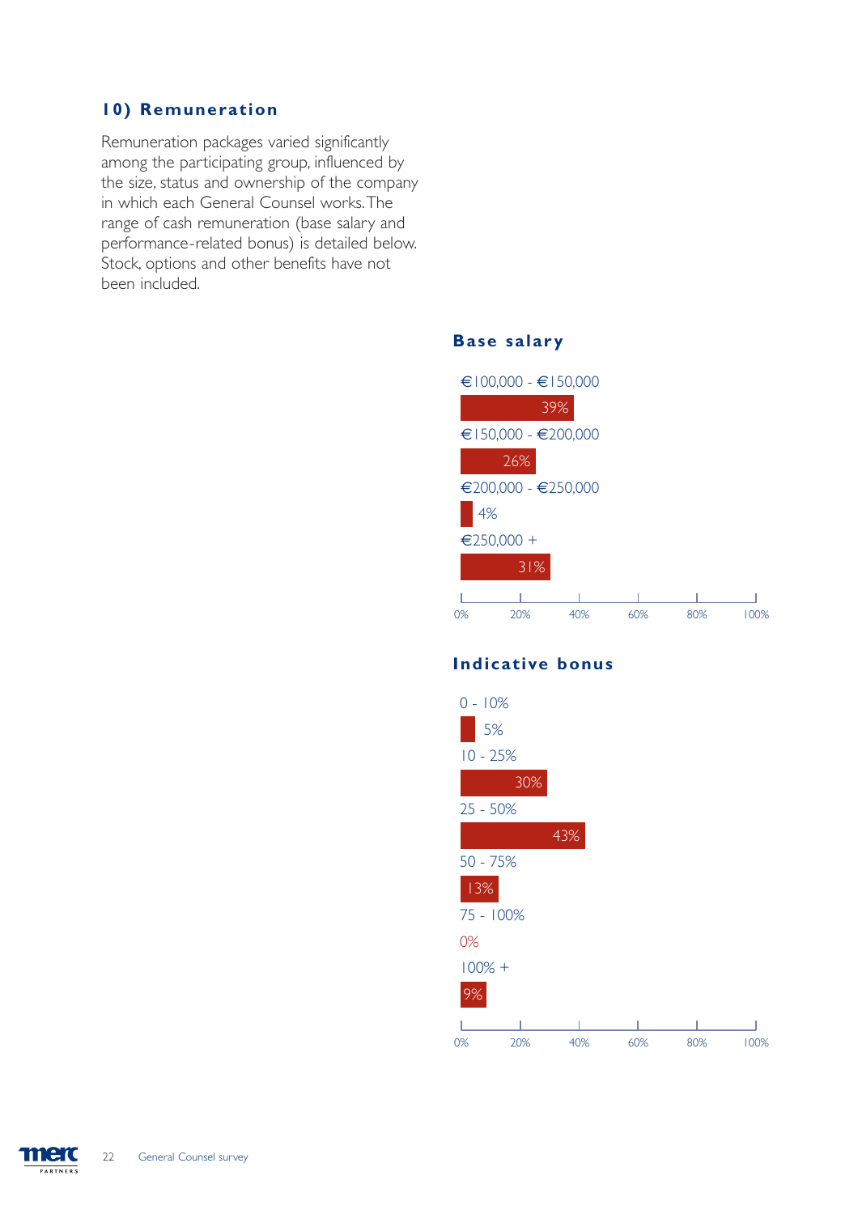## 10) Remuneration

Remuneration packages varied significantly among the participating group, influenced by the size, status and ownership of the company in which each General Counsel works. The range of cash remuneration (base salary and performance-related bonus) is detailed below. Stock, options and other benefits have not been included.

### Base salary

| Range | Percentage |
| --- | --- |
| €100,000 - €150,000 | 39% |
| €150,000 - €200,000 | 26% |
| €200,000 - €250,000 | 4% |
| €250,000 + | 31% |

### Indicative bonus

| Range | Percentage |
| --- | --- |
| 0 - 10% | 5% |
| 10 - 25% | 30% |
| 25 - 50% | 43% |
| 50 - 75% | 13% |
| 75 - 100% | 0% |
| 100% + | 9% |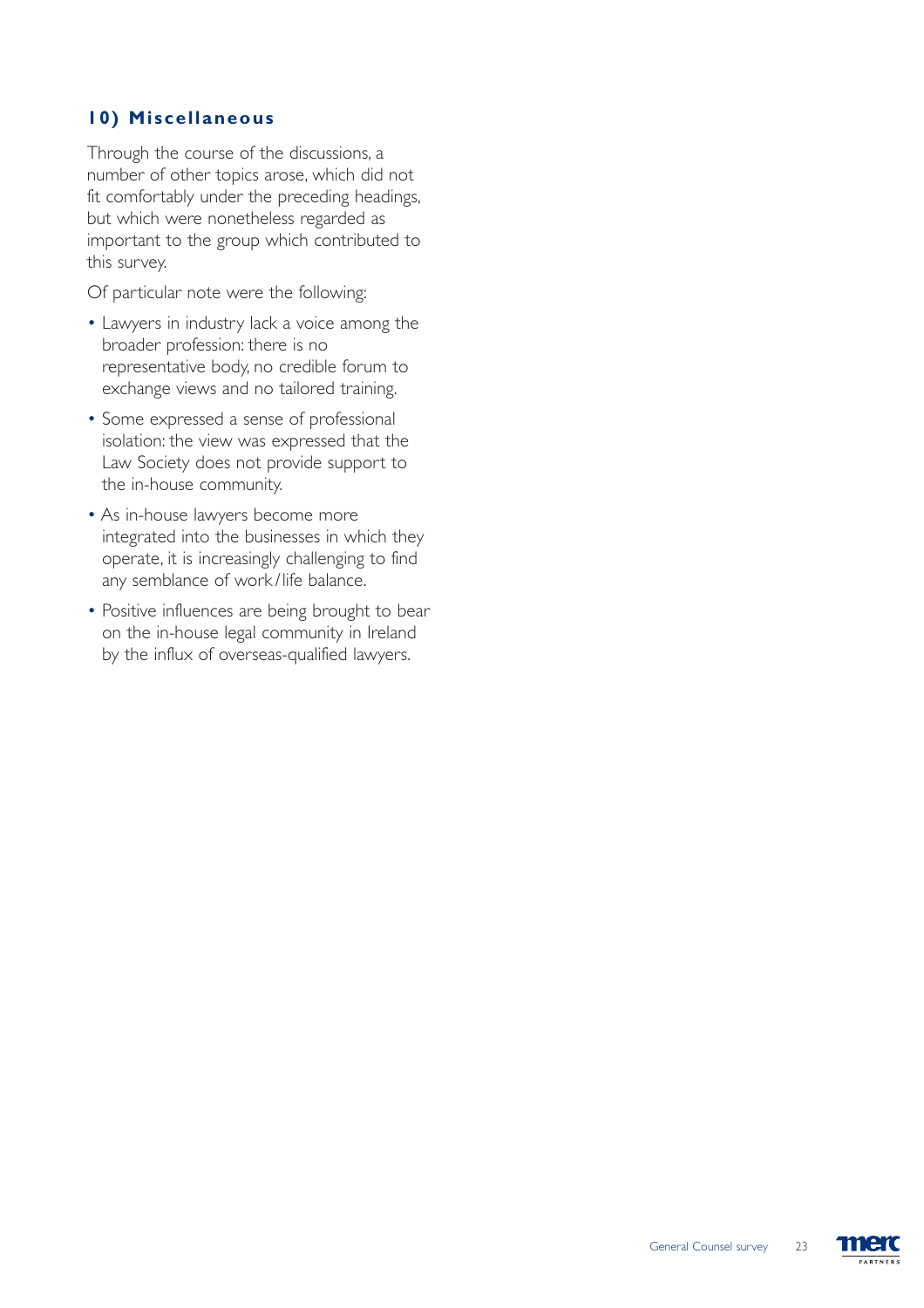## 10) Miscellaneous

Through the course of the discussions, a number of other topics arose, which did not fit comfortably under the preceding headings, but which were nonetheless regarded as important to the group which contributed to this survey.

Of particular note were the following:

- Lawyers in industry lack a voice among the broader profession: there is no representative body, no credible forum to exchange views and no tailored training.
- Some expressed a sense of professional isolation: the view was expressed that the Law Society does not provide support to the in-house community.
- As in-house lawyers become more integrated into the businesses in which they operate, it is increasingly challenging to find any semblance of work/life balance.
- Positive influences are being brought to bear on the in-house legal community in Ireland by the influx of overseas-qualified lawyers.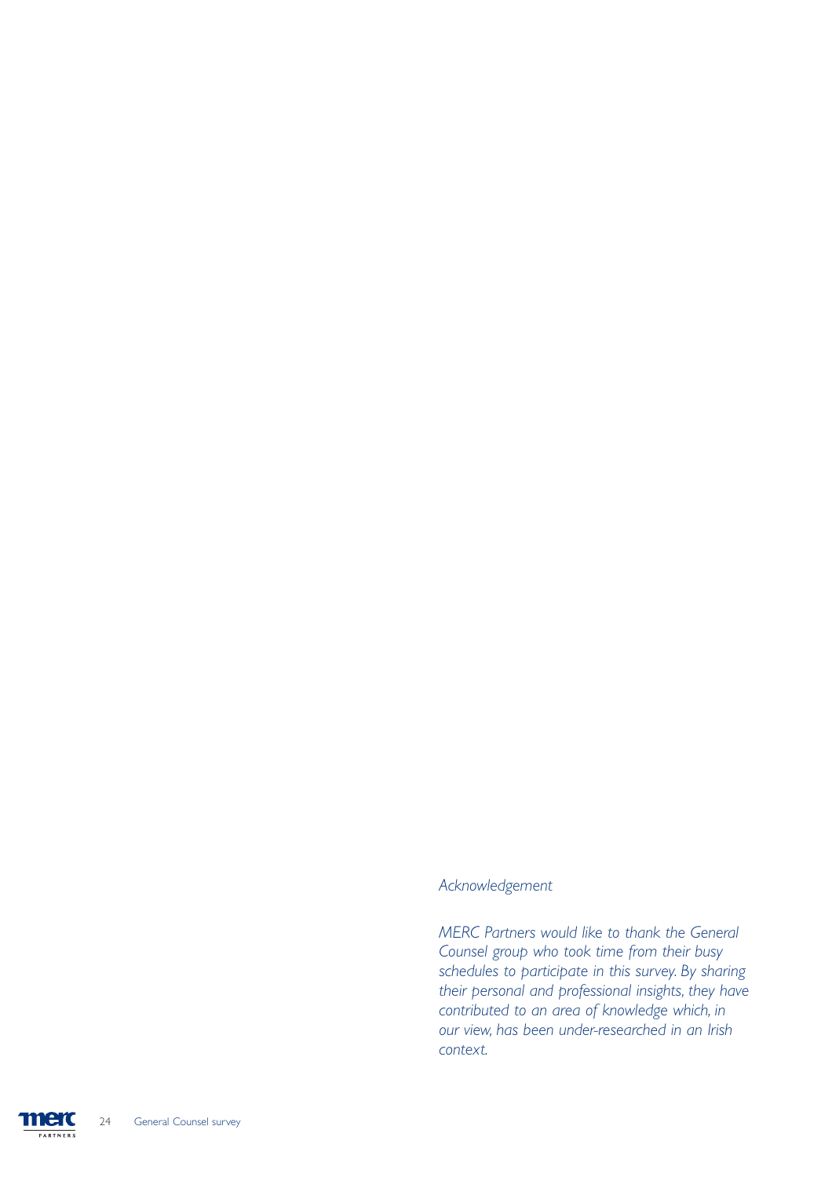*Acknowledgement*

*MERC Partners would like to thank the General Counsel group who took time from their busy schedules to participate in this survey. By sharing their personal and professional insights, they have contributed to an area of knowledge which, in our view, has been under-researched in an Irish context.*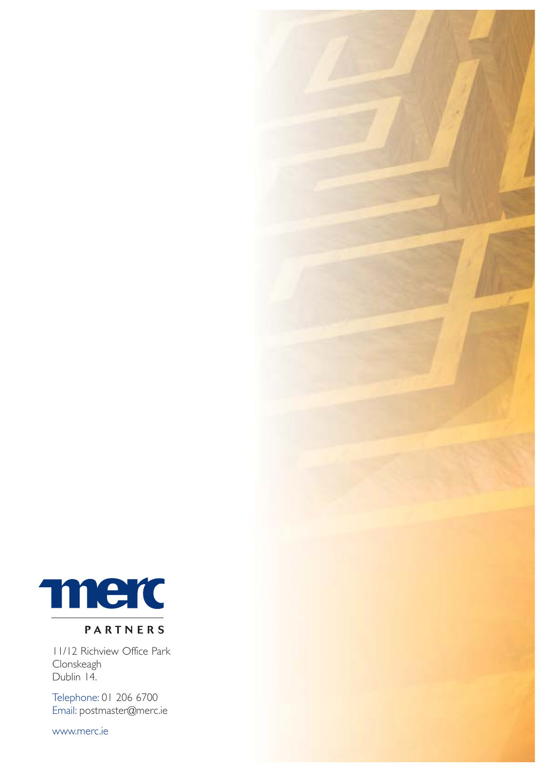merc

PARTNERS

11/12 Richview Office Park
Clonskeagh
Dublin 14.

Telephone: 01 206 6700
Email: postmaster@merc.ie

www.merc.ie